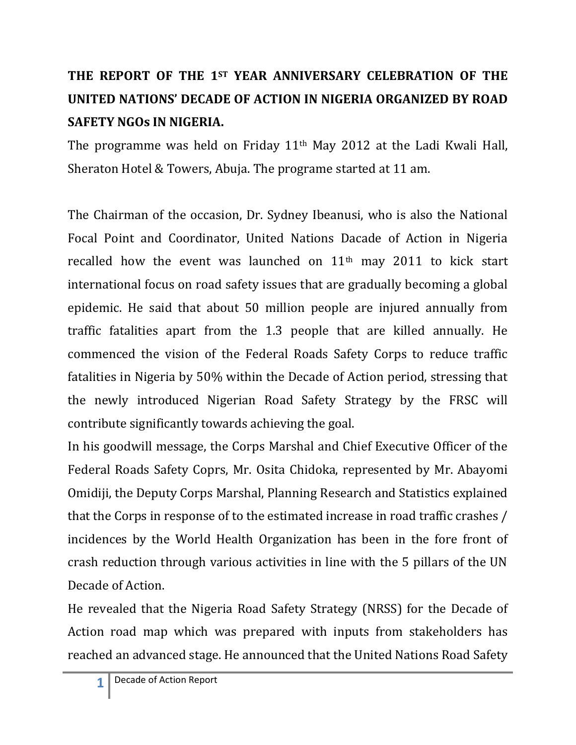# THE REPORT OF THE 1ST YEAR ANNIVERSARY CELEBRATION OF THE UNITED NATIONS' DECADE OF ACTION IN NIGERIA ORGANIZED BY ROAD SAFETY NGOs IN NIGERIA.

The programme was held on Friday 11th May 2012 at the Ladi Kwali Hall, Sheraton Hotel & Towers, Abuja. The programe started at 11 am.

The Chairman of the occasion, Dr. Sydney Ibeanusi, who is also the National Focal Point and Coordinator, United Nations Dacade of Action in Nigeria recalled how the event was launched on 11th may 2011 to kick start international focus on road safety issues that are gradually becoming a global epidemic. He said that about 50 million people are injured annually from traffic fatalities apart from the 1.3 people that are killed annually. He commenced the vision of the Federal Roads Safety Corps to reduce traffic fatalities in Nigeria by 50% within the Decade of Action period, stressing that the newly introduced Nigerian Road Safety Strategy by the FRSC will contribute significantly towards achieving the goal.

In his goodwill message, the Corps Marshal and Chief Executive Officer of the Federal Roads Safety Coprs, Mr. Osita Chidoka, represented by Mr. Abayomi Omidiji, the Deputy Corps Marshal, Planning Research and Statistics explained that the Corps in response of to the estimated increase in road traffic crashes / incidences by the World Health Organization has been in the fore front of crash reduction through various activities in line with the 5 pillars of the UN Decade of Action.

He revealed that the Nigeria Road Safety Strategy (NRSS) for the Decade of Action road map which was prepared with inputs from stakeholders has reached an advanced stage. He announced that the United Nations Road Safety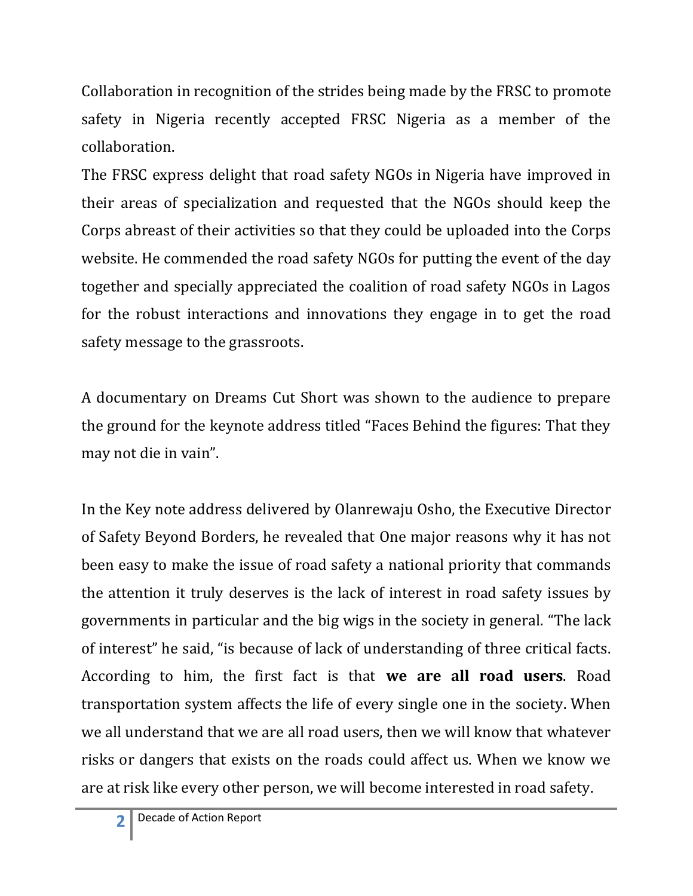Collaboration in recognition of the strides being made by the FRSC to promote safety in Nigeria recently accepted FRSC Nigeria as a member of the collaboration.

The FRSC express delight that road safety NGOs in Nigeria have improved in their areas of specialization and requested that the NGOs should keep the Corps abreast of their activities so that they could be uploaded into the Corps website. He commended the road safety NGOs for putting the event of the day together and specially appreciated the coalition of road safety NGOs in Lagos for the robust interactions and innovations they engage in to get the road safety message to the grassroots.

A documentary on Dreams Cut Short was shown to the audience to prepare the ground for the keynote address titled "Faces Behind the figures: That they may not die in vain".

In the Key note address delivered by Olanrewaju Osho, the Executive Director of Safety Beyond Borders, he revealed that One major reasons why it has not been easy to make the issue of road safety a national priority that commands the attention it truly deserves is the lack of interest in road safety issues by governments in particular and the big wigs in the society in general. "The lack of interest" he said, "is because of lack of understanding of three critical facts. According to him, the first fact is that **we are all road users**. Road transportation system affects the life of every single one in the society. When we all understand that we are all road users, then we will know that whatever risks or dangers that exists on the roads could affect us. When we know we are at risk like every other person, we will become interested in road safety.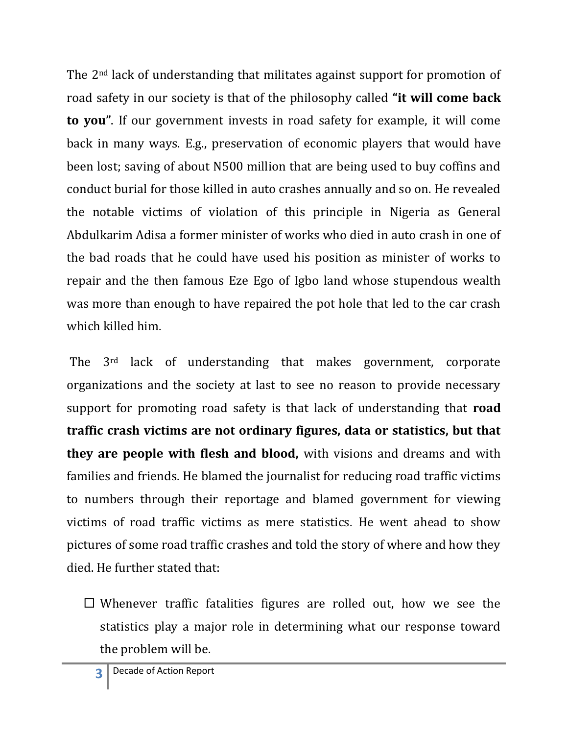The 2nd lack of understanding that militates against support for promotion of road safety in our society is that of the philosophy called **"it will come back to you"**. If our government invests in road safety for example, it will come back in many ways. E.g., preservation of economic players that would have been lost; saving of about N500 million that are being used to buy coffins and conduct burial for those killed in auto crashes annually and so on. He revealed the notable victims of violation of this principle in Nigeria as General Abdulkarim Adisa a former minister of works who died in auto crash in one of the bad roads that he could have used his position as minister of works to repair and the then famous Eze Ego of Igbo land whose stupendous wealth was more than enough to have repaired the pot hole that led to the car crash which killed him.

The 3rd lack of understanding that makes government, corporate organizations and the society at last to see no reason to provide necessary support for promoting road safety is that lack of understanding that **road traffic crash victims are not ordinary figures, data or statistics, but that they are people with flesh and blood,** with visions and dreams and with families and friends. He blamed the journalist for reducing road traffic victims to numbers through their reportage and blamed government for viewing victims of road traffic victims as mere statistics. He went ahead to show pictures of some road traffic crashes and told the story of where and how they died. He further stated that:

- Whenever traffic fatalities figures are rolled out, how we see the statistics play a major role in determining what our response toward the problem will be.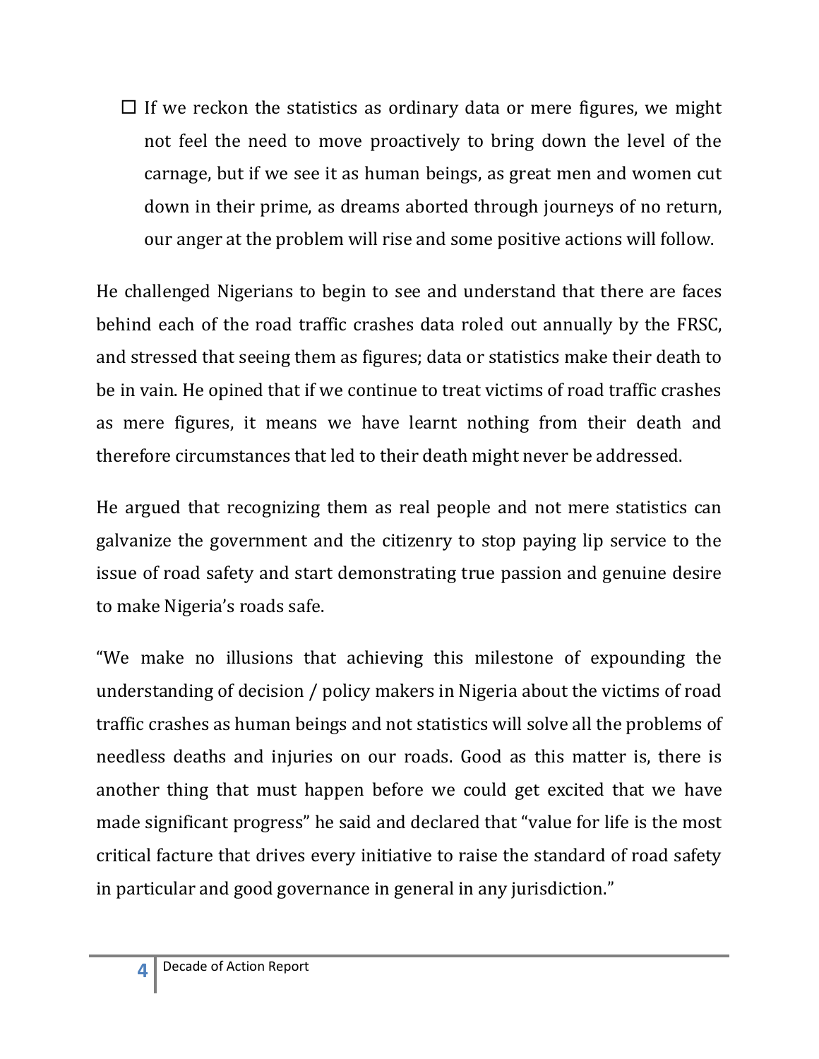- If we reckon the statistics as ordinary data or mere figures, we might not feel the need to move proactively to bring down the level of the carnage, but if we see it as human beings, as great men and women cut down in their prime, as dreams aborted through journeys of no return, our anger at the problem will rise and some positive actions will follow.

He challenged Nigerians to begin to see and understand that there are faces behind each of the road traffic crashes data roled out annually by the FRSC, and stressed that seeing them as figures; data or statistics make their death to be in vain. He opined that if we continue to treat victims of road traffic crashes as mere figures, it means we have learnt nothing from their death and therefore circumstances that led to their death might never be addressed.

He argued that recognizing them as real people and not mere statistics can galvanize the government and the citizenry to stop paying lip service to the issue of road safety and start demonstrating true passion and genuine desire to make Nigeria's roads safe.

"We make no illusions that achieving this milestone of expounding the understanding of decision / policy makers in Nigeria about the victims of road traffic crashes as human beings and not statistics will solve all the problems of needless deaths and injuries on our roads. Good as this matter is, there is another thing that must happen before we could get excited that we have made significant progress" he said and declared that "value for life is the most critical facture that drives every initiative to raise the standard of road safety in particular and good governance in general in any jurisdiction."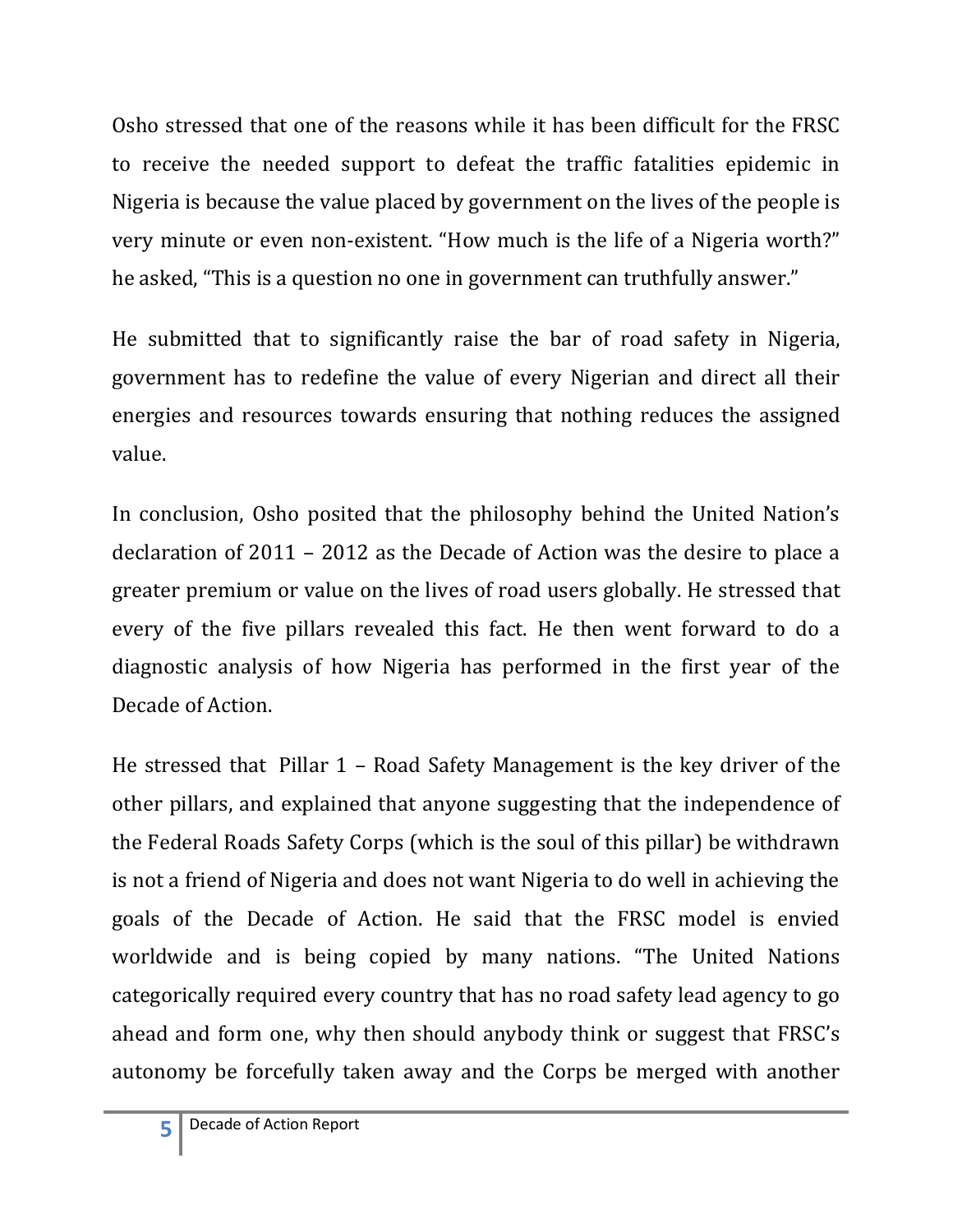Osho stressed that one of the reasons while it has been difficult for the FRSC to receive the needed support to defeat the traffic fatalities epidemic in Nigeria is because the value placed by government on the lives of the people is very minute or even non-existent. “How much is the life of a Nigeria worth?” he asked, “This is a question no one in government can truthfully answer.”

He submitted that to significantly raise the bar of road safety in Nigeria, government has to redefine the value of every Nigerian and direct all their energies and resources towards ensuring that nothing reduces the assigned value.

In conclusion, Osho posited that the philosophy behind the United Nation’s declaration of 2011 – 2012 as the Decade of Action was the desire to place a greater premium or value on the lives of road users globally. He stressed that every of the five pillars revealed this fact. He then went forward to do a diagnostic analysis of how Nigeria has performed in the first year of the Decade of Action.

He stressed that Pillar 1 – Road Safety Management is the key driver of the other pillars, and explained that anyone suggesting that the independence of the Federal Roads Safety Corps (which is the soul of this pillar) be withdrawn is not a friend of Nigeria and does not want Nigeria to do well in achieving the goals of the Decade of Action. He said that the FRSC model is envied worldwide and is being copied by many nations. “The United Nations categorically required every country that has no road safety lead agency to go ahead and form one, why then should anybody think or suggest that FRSC’s autonomy be forcefully taken away and the Corps be merged with another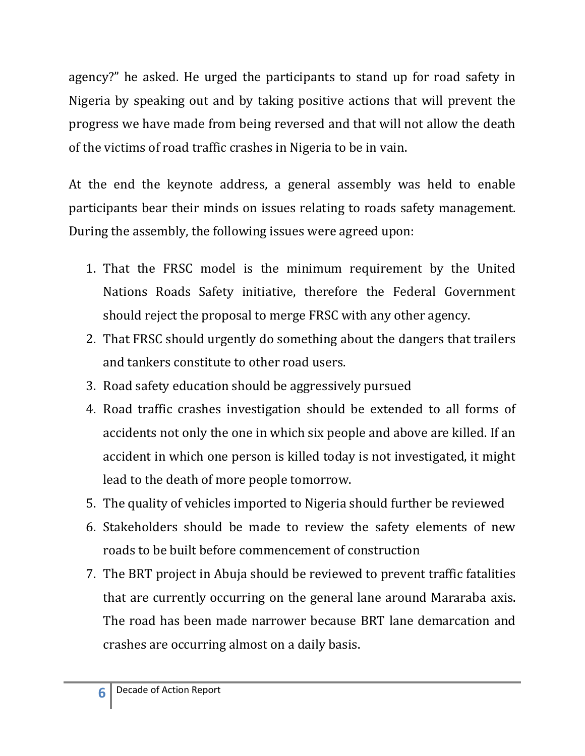agency?" he asked. He urged the participants to stand up for road safety in Nigeria by speaking out and by taking positive actions that will prevent the progress we have made from being reversed and that will not allow the death of the victims of road traffic crashes in Nigeria to be in vain.

At the end the keynote address, a general assembly was held to enable participants bear their minds on issues relating to roads safety management. During the assembly, the following issues were agreed upon:

1. That the FRSC model is the minimum requirement by the United Nations Roads Safety initiative, therefore the Federal Government should reject the proposal to merge FRSC with any other agency.
2. That FRSC should urgently do something about the dangers that trailers and tankers constitute to other road users.
3. Road safety education should be aggressively pursued
4. Road traffic crashes investigation should be extended to all forms of accidents not only the one in which six people and above are killed. If an accident in which one person is killed today is not investigated, it might lead to the death of more people tomorrow.
5. The quality of vehicles imported to Nigeria should further be reviewed
6. Stakeholders should be made to review the safety elements of new roads to be built before commencement of construction
7. The BRT project in Abuja should be reviewed to prevent traffic fatalities that are currently occurring on the general lane around Mararaba axis. The road has been made narrower because BRT lane demarcation and crashes are occurring almost on a daily basis.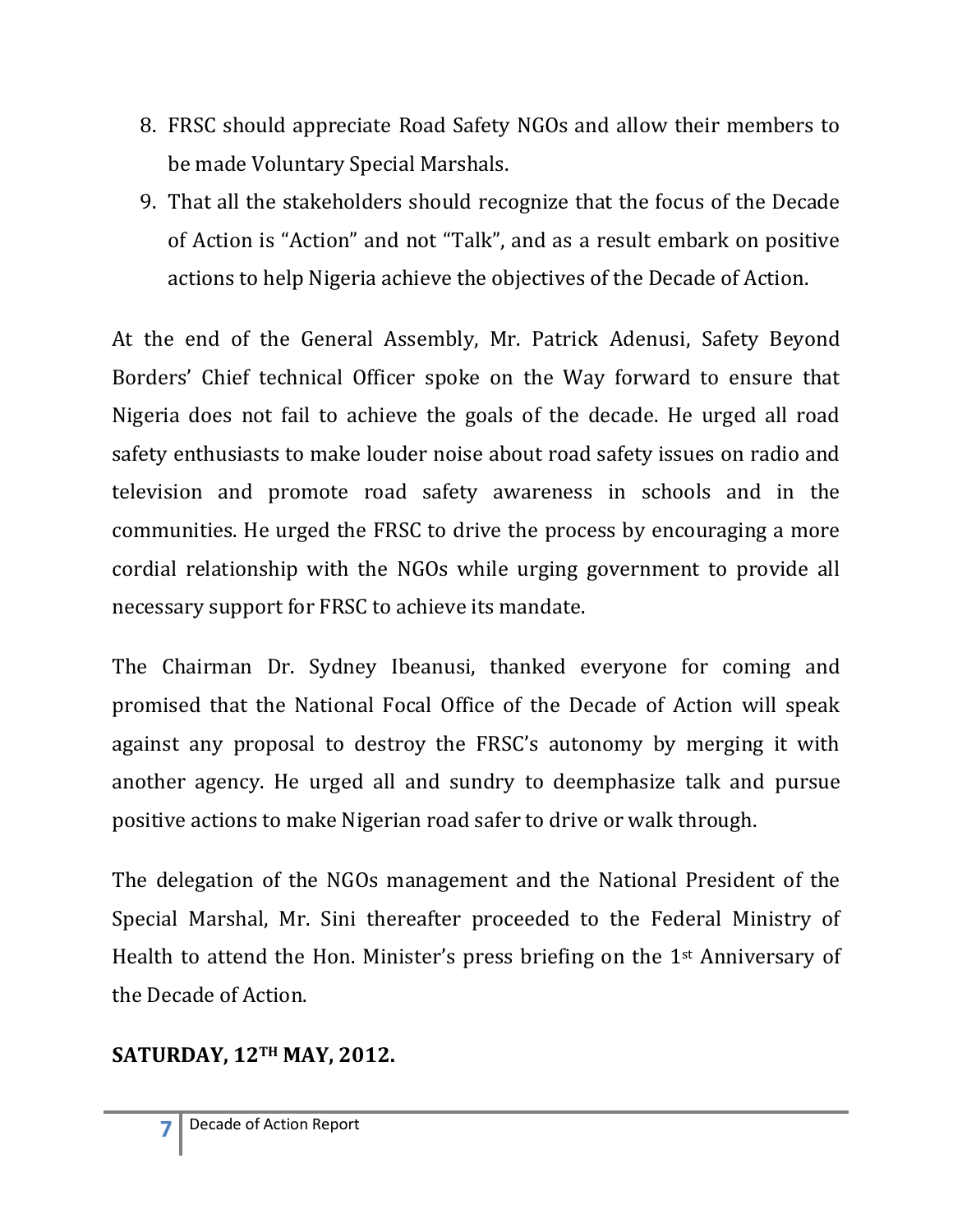8. FRSC should appreciate Road Safety NGOs and allow their members to be made Voluntary Special Marshals.
9. That all the stakeholders should recognize that the focus of the Decade of Action is "Action" and not "Talk", and as a result embark on positive actions to help Nigeria achieve the objectives of the Decade of Action.

At the end of the General Assembly, Mr. Patrick Adenusi, Safety Beyond Borders' Chief technical Officer spoke on the Way forward to ensure that Nigeria does not fail to achieve the goals of the decade. He urged all road safety enthusiasts to make louder noise about road safety issues on radio and television and promote road safety awareness in schools and in the communities. He urged the FRSC to drive the process by encouraging a more cordial relationship with the NGOs while urging government to provide all necessary support for FRSC to achieve its mandate.

The Chairman Dr. Sydney Ibeanusi, thanked everyone for coming and promised that the National Focal Office of the Decade of Action will speak against any proposal to destroy the FRSC's autonomy by merging it with another agency. He urged all and sundry to deemphasize talk and pursue positive actions to make Nigerian road safer to drive or walk through.

The delegation of the NGOs management and the National President of the Special Marshal, Mr. Sini thereafter proceeded to the Federal Ministry of Health to attend the Hon. Minister's press briefing on the 1st Anniversary of the Decade of Action.

**SATURDAY, 12TH MAY, 2012.**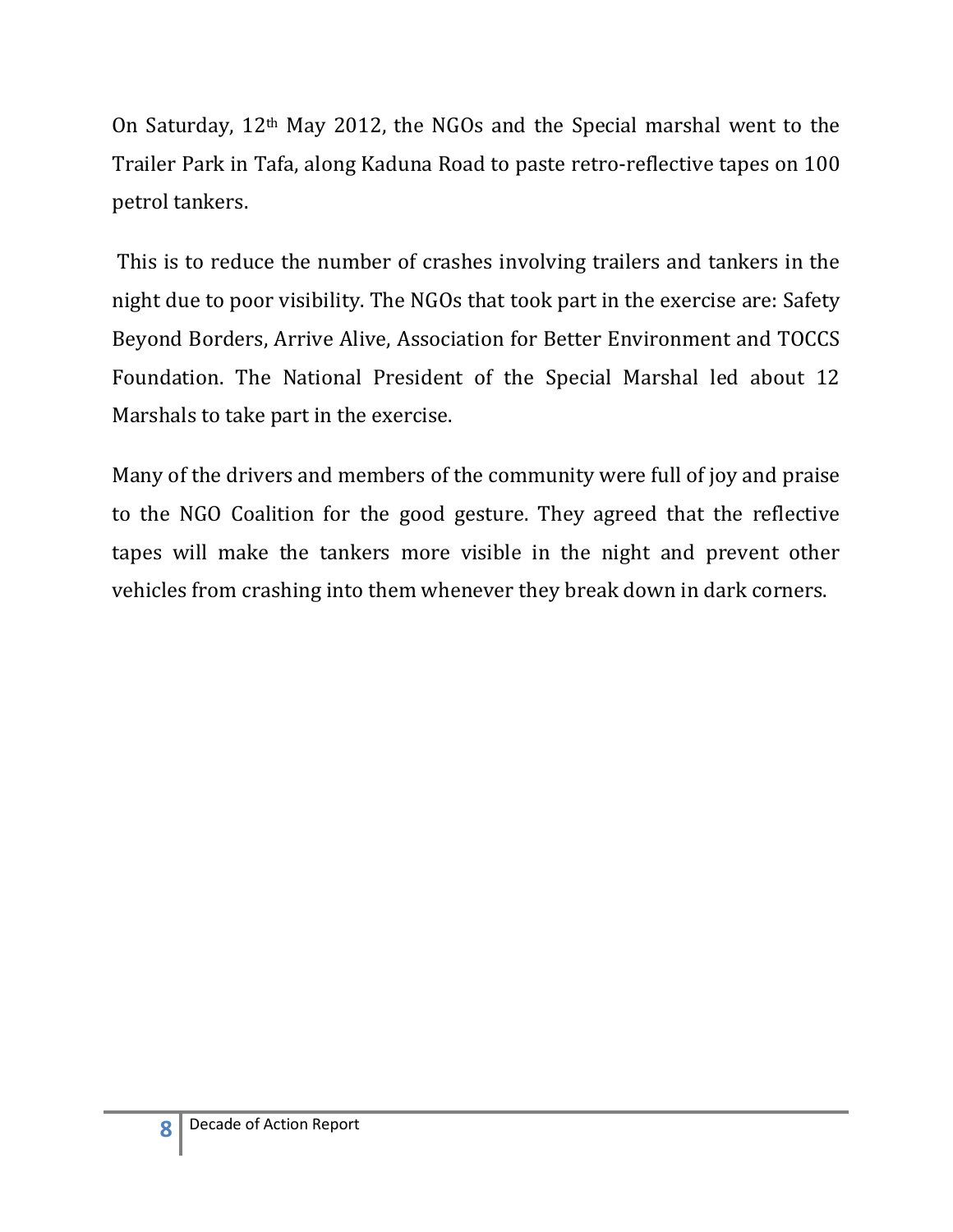On Saturday, 12th May 2012, the NGOs and the Special marshal went to the Trailer Park in Tafa, along Kaduna Road to paste retro-reflective tapes on 100 petrol tankers.

This is to reduce the number of crashes involving trailers and tankers in the night due to poor visibility. The NGOs that took part in the exercise are: Safety Beyond Borders, Arrive Alive, Association for Better Environment and TOCCS Foundation. The National President of the Special Marshal led about 12 Marshals to take part in the exercise.

Many of the drivers and members of the community were full of joy and praise to the NGO Coalition for the good gesture. They agreed that the reflective tapes will make the tankers more visible in the night and prevent other vehicles from crashing into them whenever they break down in dark corners.